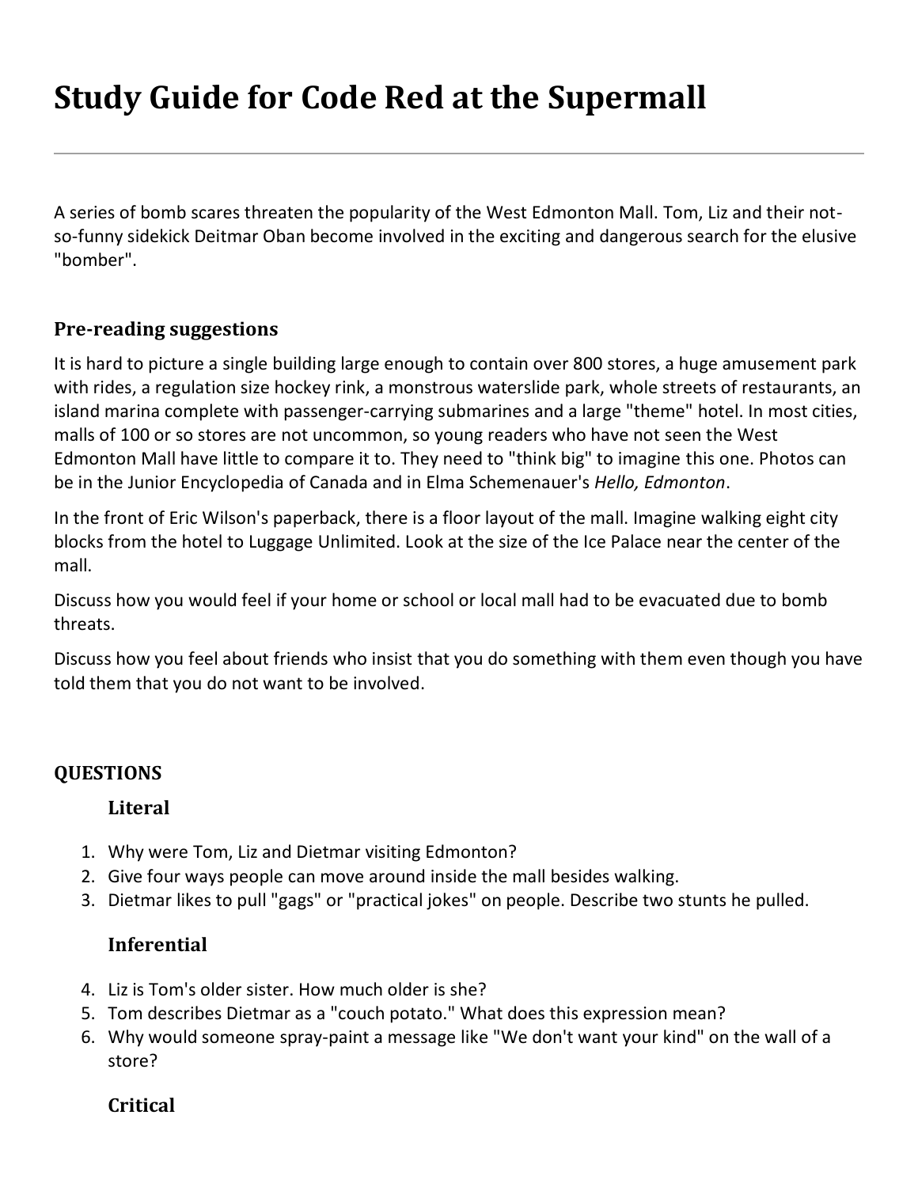# Study Guide for Code Red at the Supermall

---

A series of bomb scares threaten the popularity of the West Edmonton Mall. Tom, Liz and their not-so-funny sidekick Deitmar Oban become involved in the exciting and dangerous search for the elusive "bomber".

### Pre-reading suggestions

It is hard to picture a single building large enough to contain over 800 stores, a huge amusement park with rides, a regulation size hockey rink, a monstrous waterslide park, whole streets of restaurants, an island marina complete with passenger-carrying submarines and a large "theme" hotel. In most cities, malls of 100 or so stores are not uncommon, so young readers who have not seen the West Edmonton Mall have little to compare it to. They need to "think big" to imagine this one. Photos can be in the Junior Encyclopedia of Canada and in Elma Schemenauer's *Hello, Edmonton*.

In the front of Eric Wilson's paperback, there is a floor layout of the mall. Imagine walking eight city blocks from the hotel to Luggage Unlimited. Look at the size of the Ice Palace near the center of the mall.

Discuss how you would feel if your home or school or local mall had to be evacuated due to bomb threats.

Discuss how you feel about friends who insist that you do something with them even though you have told them that you do not want to be involved.

### QUESTIONS

#### Literal

1. Why were Tom, Liz and Dietmar visiting Edmonton?
2. Give four ways people can move around inside the mall besides walking.
3. Dietmar likes to pull "gags" or "practical jokes" on people. Describe two stunts he pulled.

#### Inferential

4. Liz is Tom's older sister. How much older is she?
5. Tom describes Dietmar as a "couch potato." What does this expression mean?
6. Why would someone spray-paint a message like "We don't want your kind" on the wall of a store?

#### Critical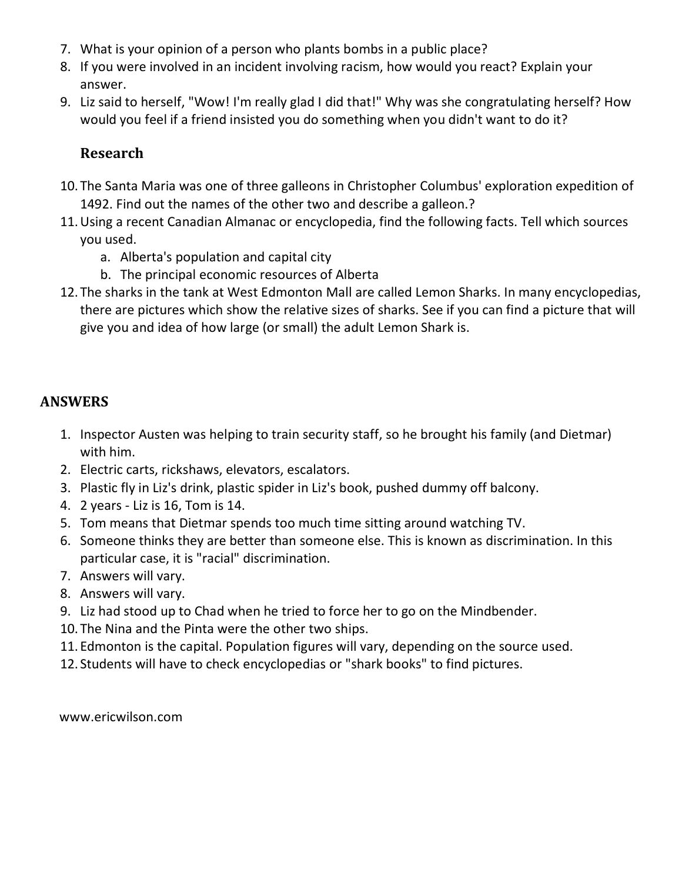7. What is your opinion of a person who plants bombs in a public place?
8. If you were involved in an incident involving racism, how would you react? Explain your answer.
9. Liz said to herself, "Wow! I'm really glad I did that!" Why was she congratulating herself? How would you feel if a friend insisted you do something when you didn't want to do it?

### Research

10. The Santa Maria was one of three galleons in Christopher Columbus' exploration expedition of 1492. Find out the names of the other two and describe a galleon.?
11. Using a recent Canadian Almanac or encyclopedia, find the following facts. Tell which sources you used.
    a. Alberta's population and capital city
    b. The principal economic resources of Alberta
12. The sharks in the tank at West Edmonton Mall are called Lemon Sharks. In many encyclopedias, there are pictures which show the relative sizes of sharks. See if you can find a picture that will give you and idea of how large (or small) the adult Lemon Shark is.

## ANSWERS

1. Inspector Austen was helping to train security staff, so he brought his family (and Dietmar) with him.
2. Electric carts, rickshaws, elevators, escalators.
3. Plastic fly in Liz's drink, plastic spider in Liz's book, pushed dummy off balcony.
4. 2 years - Liz is 16, Tom is 14.
5. Tom means that Dietmar spends too much time sitting around watching TV.
6. Someone thinks they are better than someone else. This is known as discrimination. In this particular case, it is "racial" discrimination.
7. Answers will vary.
8. Answers will vary.
9. Liz had stood up to Chad when he tried to force her to go on the Mindbender.
10. The Nina and the Pinta were the other two ships.
11. Edmonton is the capital. Population figures will vary, depending on the source used.
12. Students will have to check encyclopedias or "shark books" to find pictures.

www.ericwilson.com